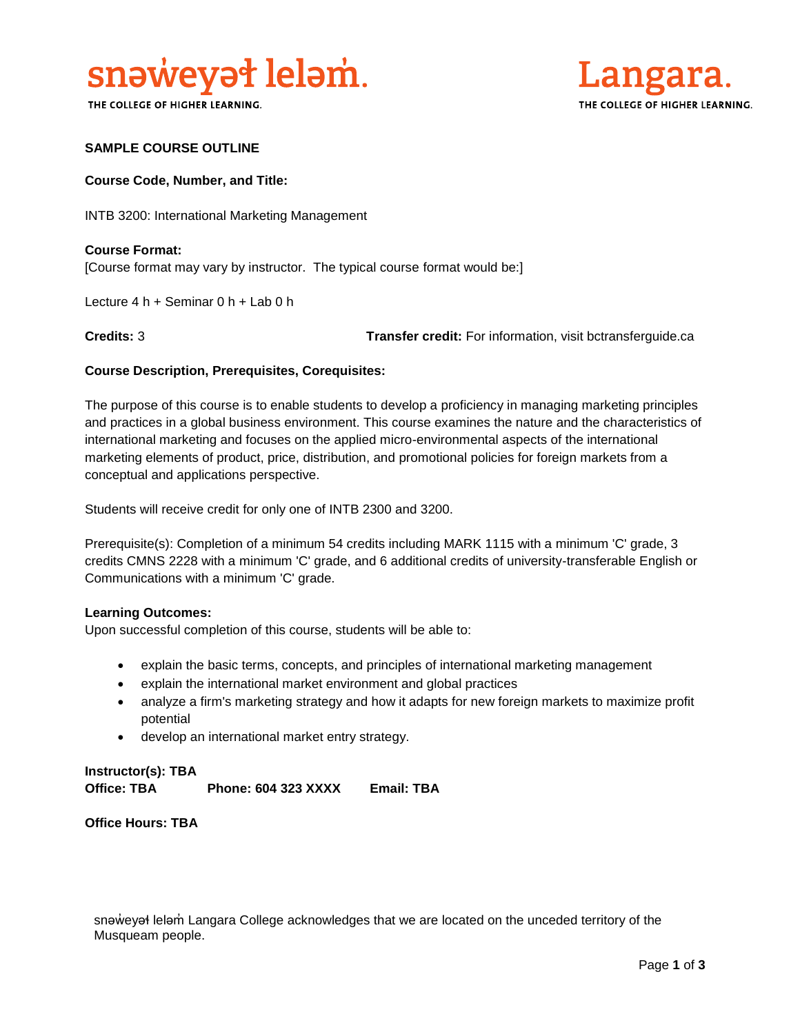# SAMPLE COURSE OUTLINE

**Course Code, Number, and Title:**

INTB 3200: International Marketing Management

**Course Format:**
[Course format may vary by instructor. The typical course format would be:]

Lecture 4 h + Seminar 0 h + Lab 0 h

**Credits:** 3 **Transfer credit:** For information, visit bctransferguide.ca

**Course Description, Prerequisites, Corequisites:**

The purpose of this course is to enable students to develop a proficiency in managing marketing principles and practices in a global business environment. This course examines the nature and the characteristics of international marketing and focuses on the applied micro-environmental aspects of the international marketing elements of product, price, distribution, and promotional policies for foreign markets from a conceptual and applications perspective.

Students will receive credit for only one of INTB 2300 and 3200.

Prerequisite(s): Completion of a minimum 54 credits including MARK 1115 with a minimum 'C' grade, 3 credits CMNS 2228 with a minimum 'C' grade, and 6 additional credits of university-transferable English or Communications with a minimum 'C' grade.

**Learning Outcomes:**
Upon successful completion of this course, students will be able to:

- explain the basic terms, concepts, and principles of international marketing management
- explain the international market environment and global practices
- analyze a firm's marketing strategy and how it adapts for new foreign markets to maximize profit potential
- develop an international market entry strategy.

**Instructor(s): TBA**
**Office: TBA** **Phone: 604 323 XXXX** **Email: TBA**

**Office Hours: TBA**

snəw̓eyəɬ leləm̓ Langara College acknowledges that we are located on the unceded territory of the Musqueam people.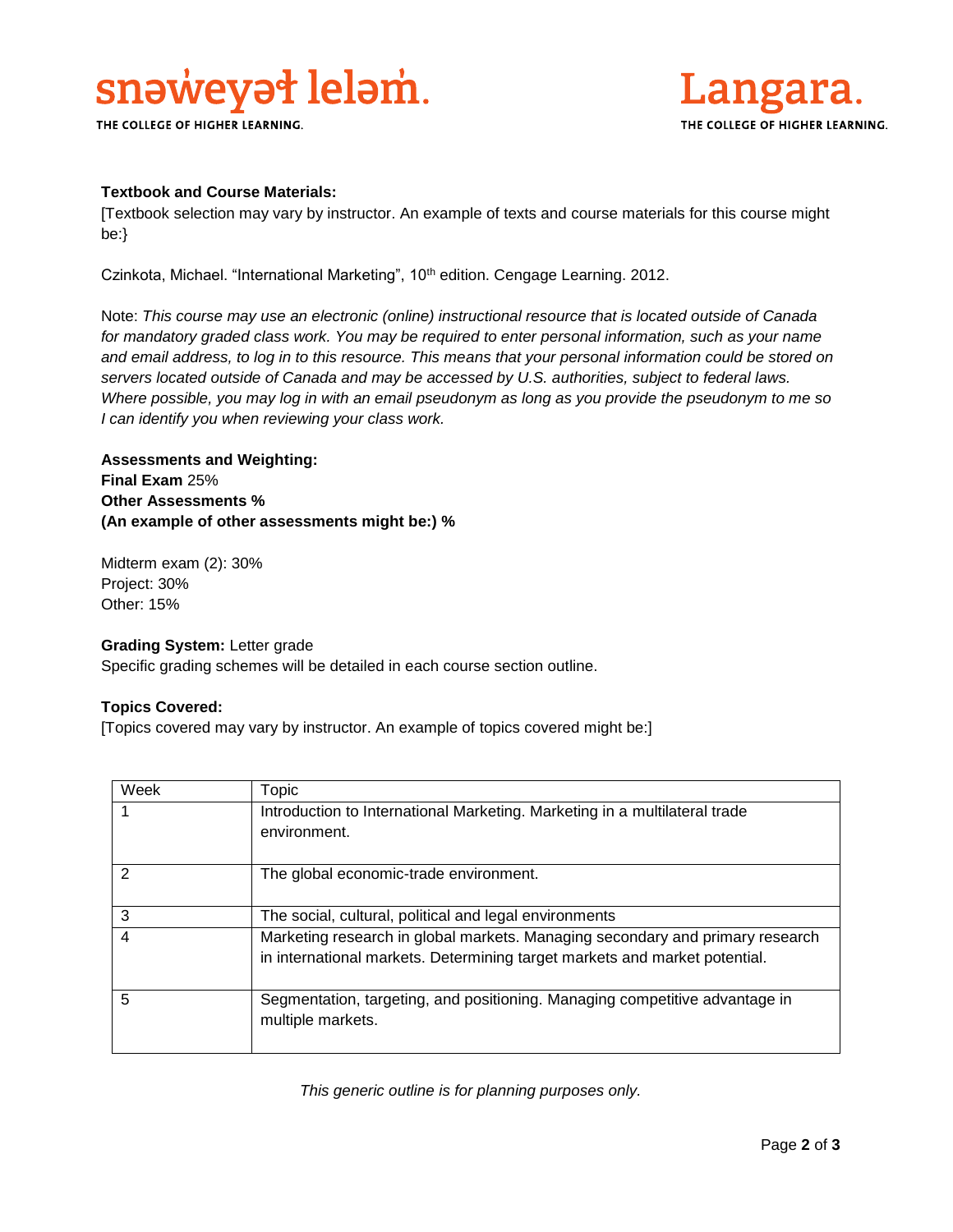**Textbook and Course Materials:**

[Textbook selection may vary by instructor. An example of texts and course materials for this course might be:}

Czinkota, Michael. “International Marketing”, 10th edition. Cengage Learning. 2012.

Note: *This course may use an electronic (online) instructional resource that is located outside of Canada for mandatory graded class work. You may be required to enter personal information, such as your name and email address, to log in to this resource. This means that your personal information could be stored on servers located outside of Canada and may be accessed by U.S. authorities, subject to federal laws. Where possible, you may log in with an email pseudonym as long as you provide the pseudonym to me so I can identify you when reviewing your class work.*

**Assessments and Weighting:**
**Final Exam** 25%
**Other Assessments %**
**(An example of other assessments might be:) %**

Midterm exam (2): 30%
Project: 30%
Other: 15%

**Grading System:** Letter grade
Specific grading schemes will be detailed in each course section outline.

**Topics Covered:**
[Topics covered may vary by instructor. An example of topics covered might be:]

| Week | Topic |
|---|---|
| 1 | Introduction to International Marketing. Marketing in a multilateral trade environment. |
| 2 | The global economic-trade environment. |
| 3 | The social, cultural, political and legal environments |
| 4 | Marketing research in global markets. Managing secondary and primary research in international markets. Determining target markets and market potential. |
| 5 | Segmentation, targeting, and positioning. Managing competitive advantage in multiple markets. |

*This generic outline is for planning purposes only.*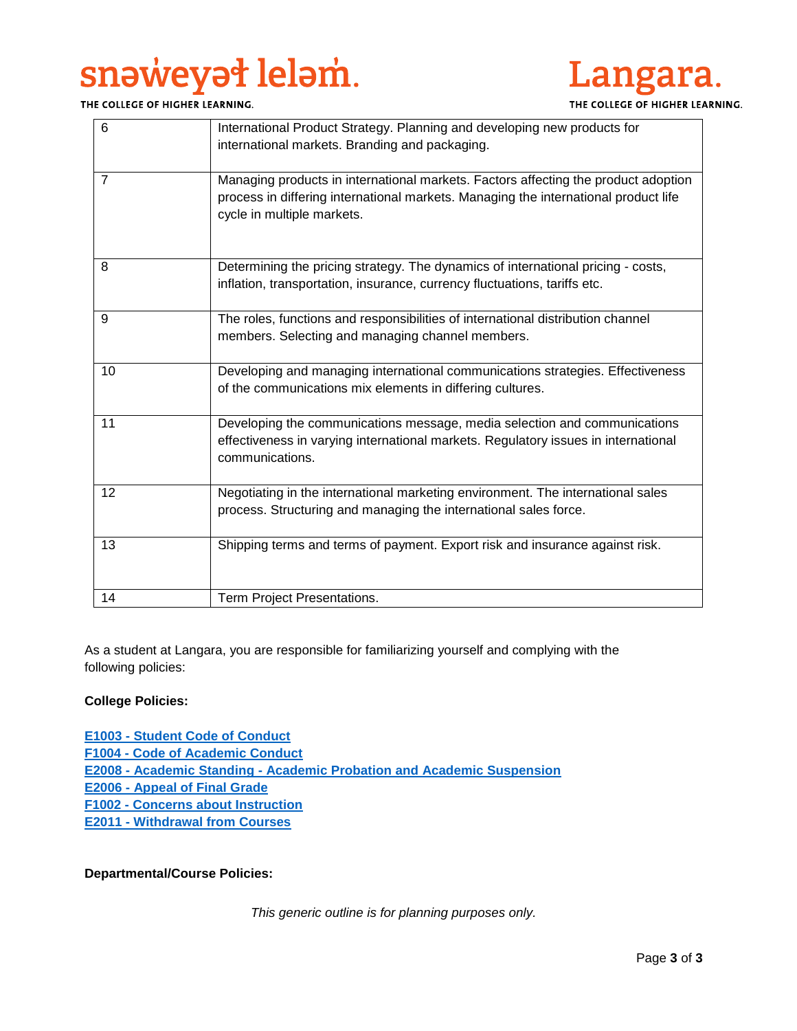| | |
|---|---|
| 6 | International Product Strategy. Planning and developing new products for international markets. Branding and packaging. |
| 7 | Managing products in international markets. Factors affecting the product adoption process in differing international markets. Managing the international product life cycle in multiple markets. |
| 8 | Determining the pricing strategy. The dynamics of international pricing - costs, inflation, transportation, insurance, currency fluctuations, tariffs etc. |
| 9 | The roles, functions and responsibilities of international distribution channel members. Selecting and managing channel members. |
| 10 | Developing and managing international communications strategies. Effectiveness of the communications mix elements in differing cultures. |
| 11 | Developing the communications message, media selection and communications effectiveness in varying international markets. Regulatory issues in international communications. |
| 12 | Negotiating in the international marketing environment. The international sales process. Structuring and managing the international sales force. |
| 13 | Shipping terms and terms of payment. Export risk and insurance against risk. |
| 14 | Term Project Presentations. |

As a student at Langara, you are responsible for familiarizing yourself and complying with the following policies:

**College Policies:**

**E1003 - Student Code of Conduct**
**F1004 - Code of Academic Conduct**
**E2008 - Academic Standing - Academic Probation and Academic Suspension**
**E2006 - Appeal of Final Grade**
**F1002 - Concerns about Instruction**
**E2011 - Withdrawal from Courses**

**Departmental/Course Policies:**

*This generic outline is for planning purposes only.*